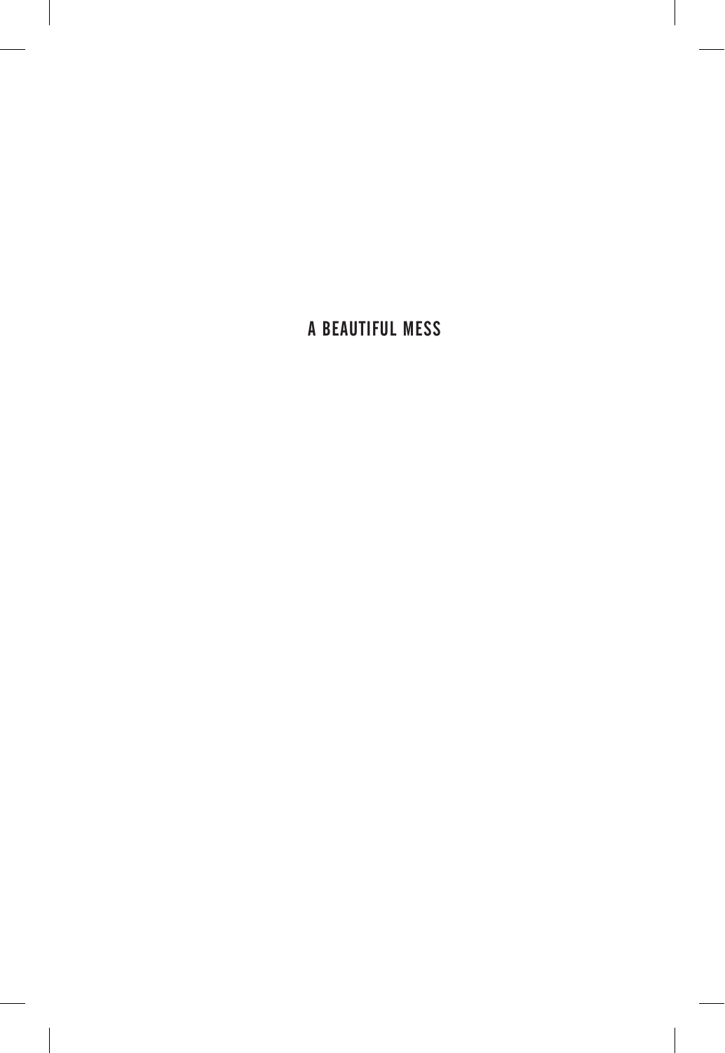# A BEAUTIFUL MESS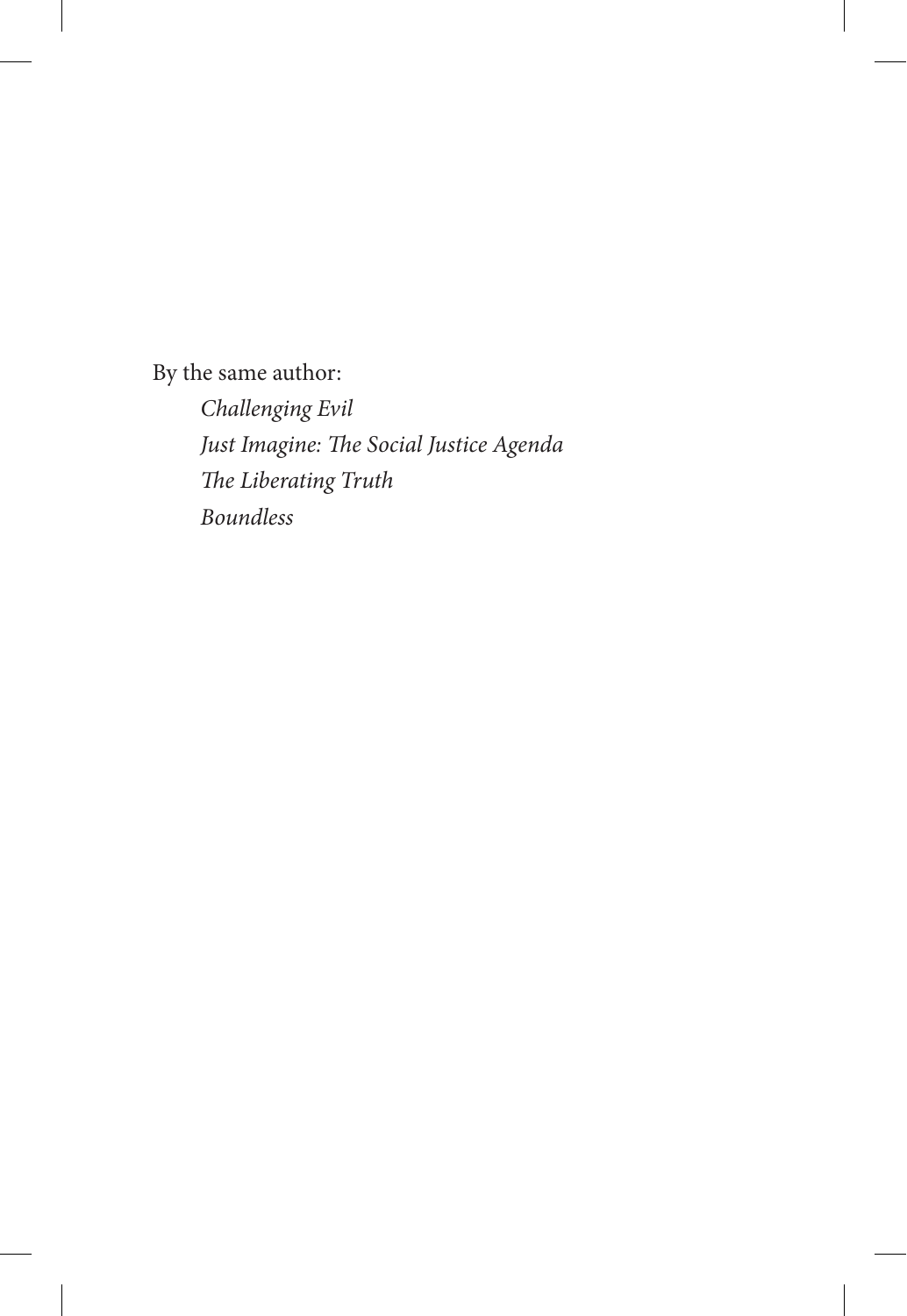By the same author:

*Challenging Evil*

*Just Imagine: The Social Justice Agenda*

*The Liberating Truth*

*Boundless*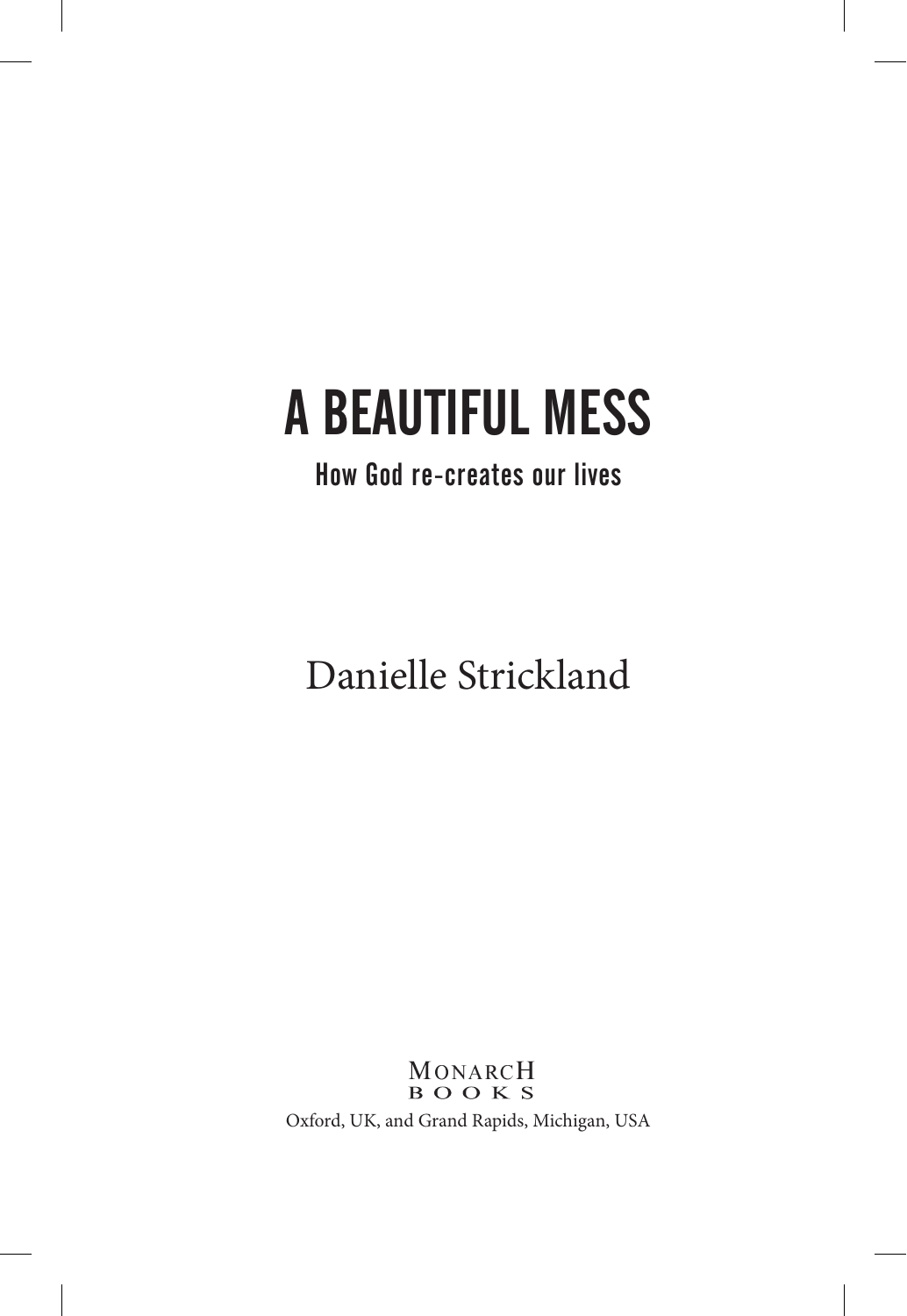# A BEAUTIFUL MESS

## How God re-creates our lives

Danielle Strickland

MONARCH BOOKS

Oxford, UK, and Grand Rapids, Michigan, USA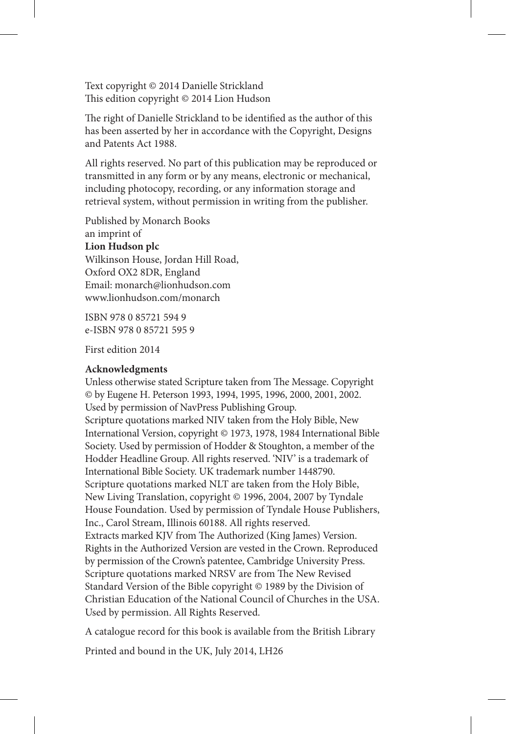Text copyright © 2014 Danielle Strickland
This edition copyright © 2014 Lion Hudson

The right of Danielle Strickland to be identified as the author of this has been asserted by her in accordance with the Copyright, Designs and Patents Act 1988.

All rights reserved. No part of this publication may be reproduced or transmitted in any form or by any means, electronic or mechanical, including photocopy, recording, or any information storage and retrieval system, without permission in writing from the publisher.

Published by Monarch Books
an imprint of
**Lion Hudson plc**
Wilkinson House, Jordan Hill Road,
Oxford OX2 8DR, England
Email: monarch@lionhudson.com
www.lionhudson.com/monarch

ISBN 978 0 85721 594 9
e-ISBN 978 0 85721 595 9

First edition 2014

**Acknowledgments**

Unless otherwise stated Scripture taken from The Message. Copyright © by Eugene H. Peterson 1993, 1994, 1995, 1996, 2000, 2001, 2002. Used by permission of NavPress Publishing Group.
Scripture quotations marked NIV taken from the Holy Bible, New International Version, copyright © 1973, 1978, 1984 International Bible Society. Used by permission of Hodder & Stoughton, a member of the Hodder Headline Group. All rights reserved. 'NIV' is a trademark of International Bible Society. UK trademark number 1448790.
Scripture quotations marked NLT are taken from the Holy Bible, New Living Translation, copyright © 1996, 2004, 2007 by Tyndale House Foundation. Used by permission of Tyndale House Publishers, Inc., Carol Stream, Illinois 60188. All rights reserved.
Extracts marked KJV from The Authorized (King James) Version. Rights in the Authorized Version are vested in the Crown. Reproduced by permission of the Crown's patentee, Cambridge University Press.
Scripture quotations marked NRSV are from The New Revised Standard Version of the Bible copyright © 1989 by the Division of Christian Education of the National Council of Churches in the USA. Used by permission. All Rights Reserved.

A catalogue record for this book is available from the British Library

Printed and bound in the UK, July 2014, LH26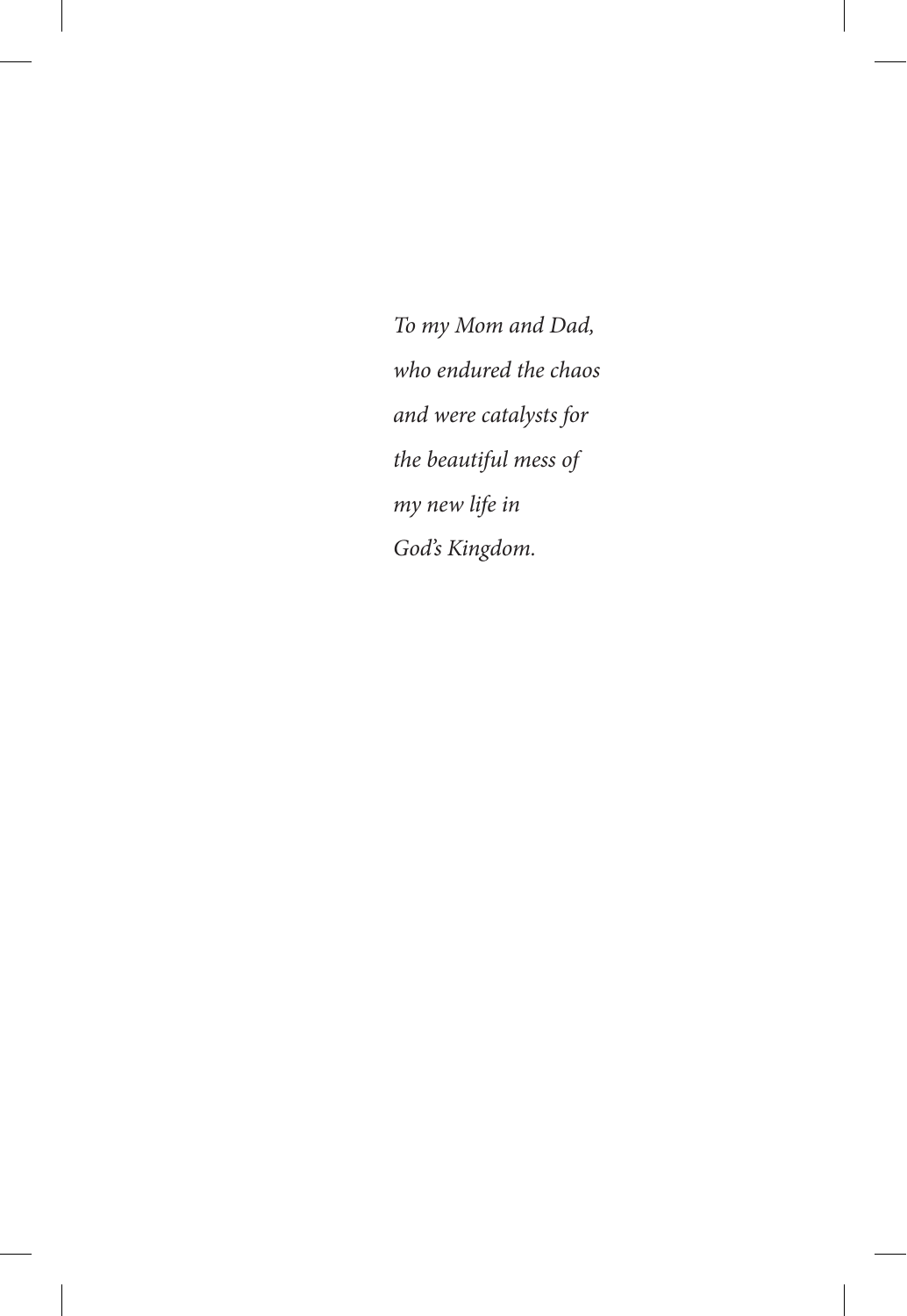*To my Mom and Dad,*
*who endured the chaos*
*and were catalysts for*
*the beautiful mess of*
*my new life in*
*God's Kingdom.*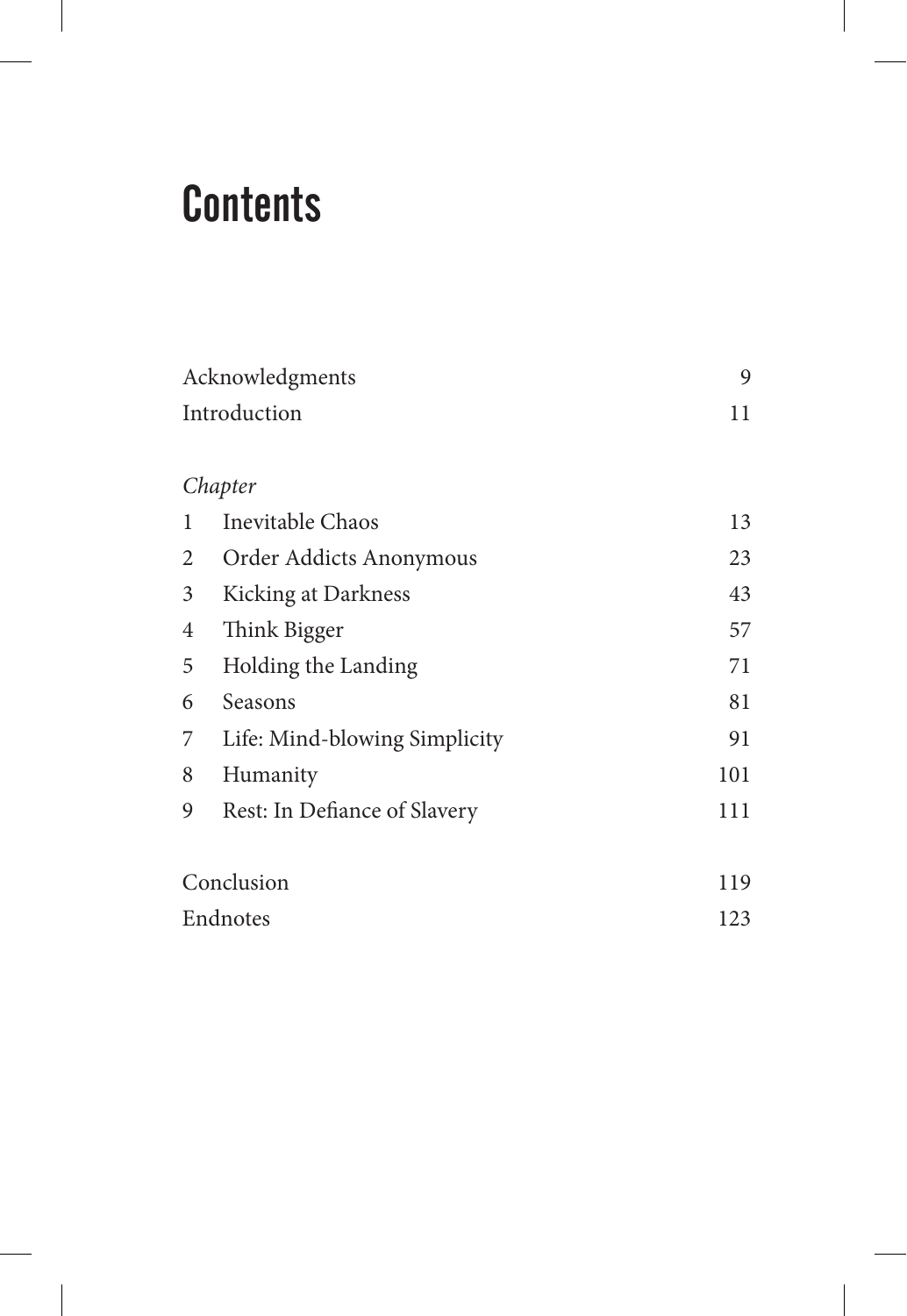# Contents

| | | |
|---|---|---|
| Acknowledgments | | 9 |
| Introduction | | 11 |
| *Chapter* | | |
| 1 | Inevitable Chaos | 13 |
| 2 | Order Addicts Anonymous | 23 |
| 3 | Kicking at Darkness | 43 |
| 4 | Think Bigger | 57 |
| 5 | Holding the Landing | 71 |
| 6 | Seasons | 81 |
| 7 | Life: Mind-blowing Simplicity | 91 |
| 8 | Humanity | 101 |
| 9 | Rest: In Defiance of Slavery | 111 |
| Conclusion | | 119 |
| Endnotes | | 123 |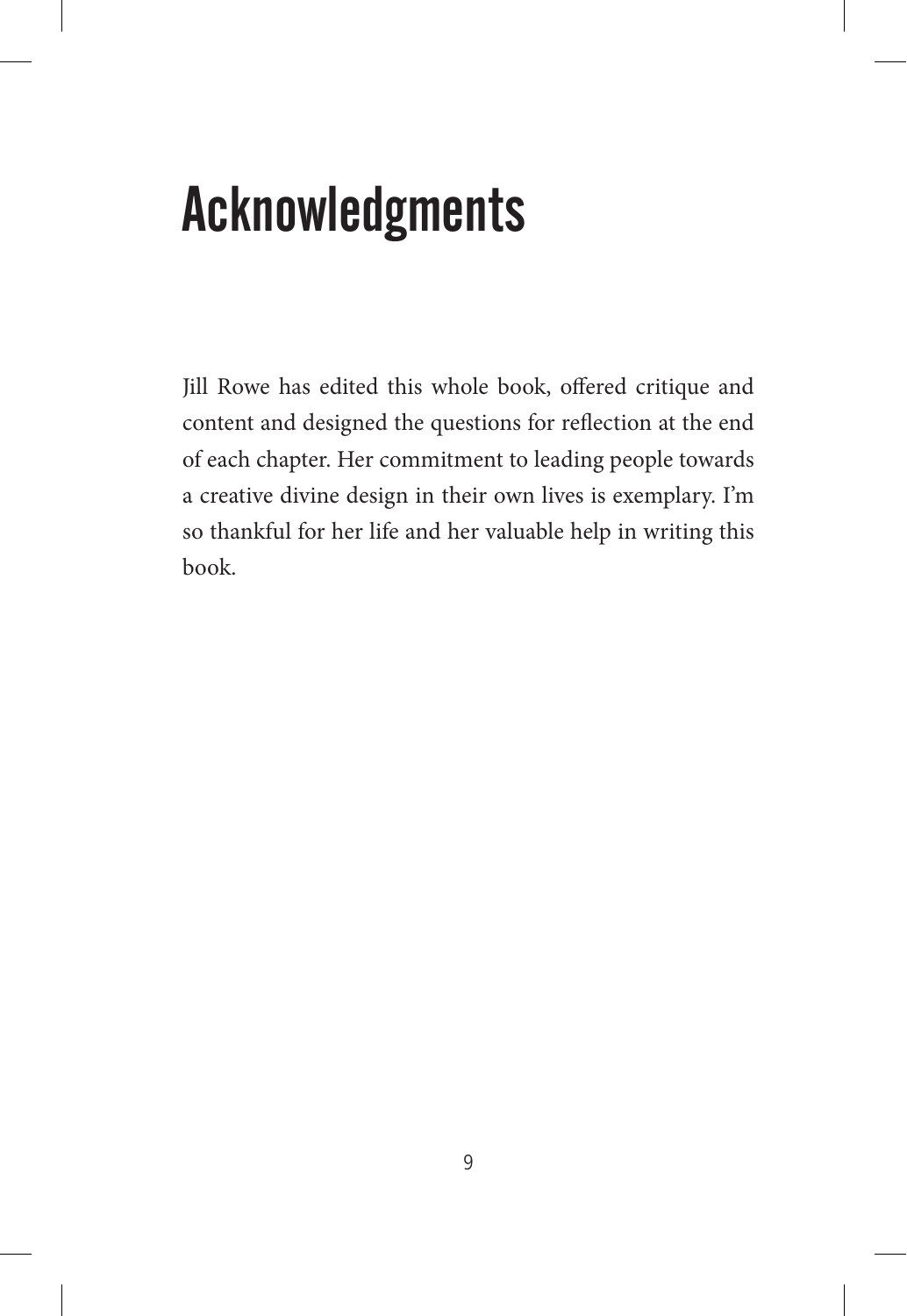# Acknowledgments

Jill Rowe has edited this whole book, offered critique and content and designed the questions for reflection at the end of each chapter. Her commitment to leading people towards a creative divine design in their own lives is exemplary. I'm so thankful for her life and her valuable help in writing this book.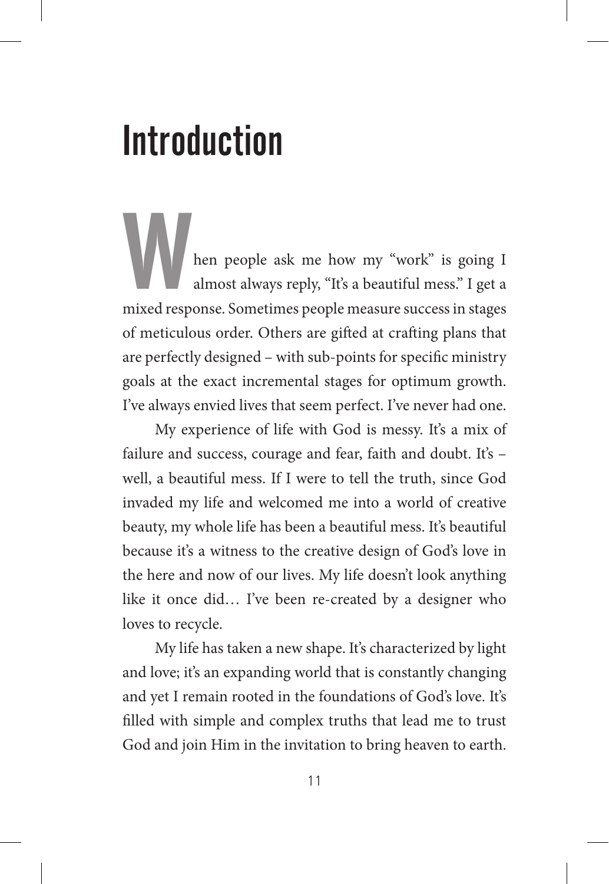# Introduction

When people ask me how my "work" is going I almost always reply, "It's a beautiful mess." I get a mixed response. Sometimes people measure success in stages of meticulous order. Others are gifted at crafting plans that are perfectly designed – with sub-points for specific ministry goals at the exact incremental stages for optimum growth. I've always envied lives that seem perfect. I've never had one.

My experience of life with God is messy. It's a mix of failure and success, courage and fear, faith and doubt. It's – well, a beautiful mess. If I were to tell the truth, since God invaded my life and welcomed me into a world of creative beauty, my whole life has been a beautiful mess. It's beautiful because it's a witness to the creative design of God's love in the here and now of our lives. My life doesn't look anything like it once did… I've been re-created by a designer who loves to recycle.

My life has taken a new shape. It's characterized by light and love; it's an expanding world that is constantly changing and yet I remain rooted in the foundations of God's love. It's filled with simple and complex truths that lead me to trust God and join Him in the invitation to bring heaven to earth.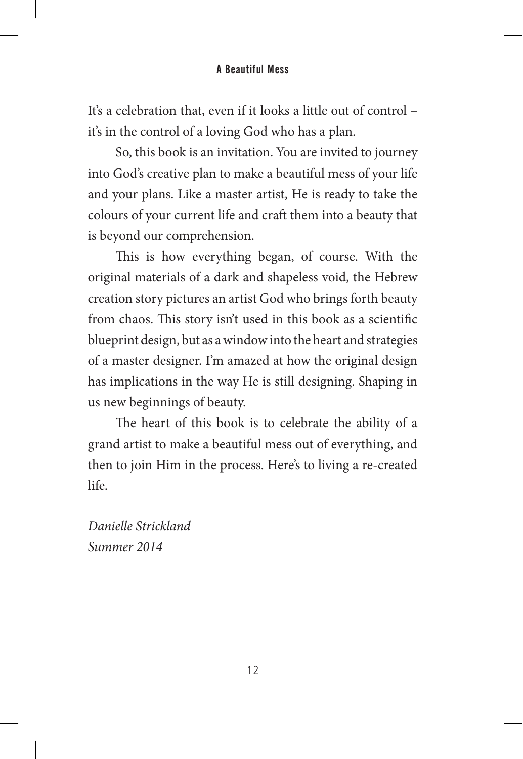It's a celebration that, even if it looks a little out of control – it's in the control of a loving God who has a plan.

So, this book is an invitation. You are invited to journey into God's creative plan to make a beautiful mess of your life and your plans. Like a master artist, He is ready to take the colours of your current life and craft them into a beauty that is beyond our comprehension.

This is how everything began, of course. With the original materials of a dark and shapeless void, the Hebrew creation story pictures an artist God who brings forth beauty from chaos. This story isn't used in this book as a scientific blueprint design, but as a window into the heart and strategies of a master designer. I'm amazed at how the original design has implications in the way He is still designing. Shaping in us new beginnings of beauty.

The heart of this book is to celebrate the ability of a grand artist to make a beautiful mess out of everything, and then to join Him in the process. Here's to living a re-created life.

*Danielle Strickland*
*Summer 2014*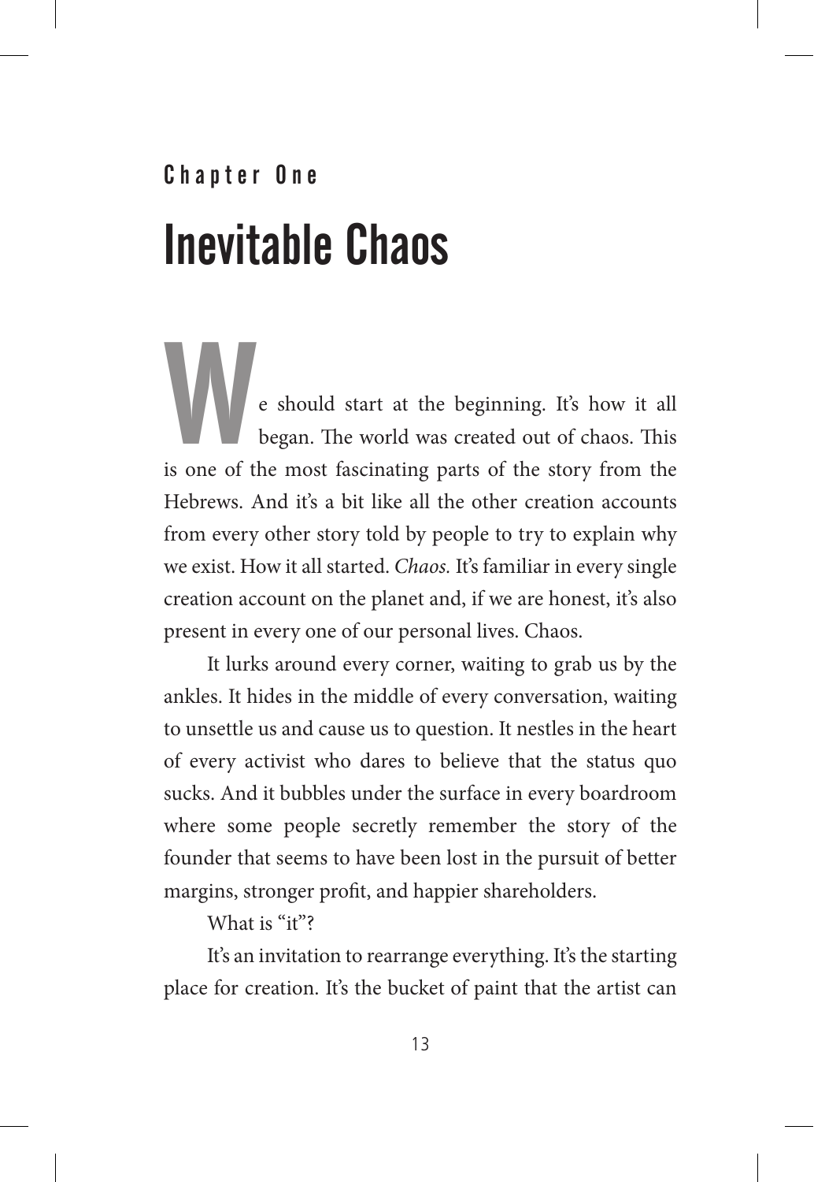## Chapter One

# Inevitable Chaos

We should start at the beginning. It's how it all began. The world was created out of chaos. This is one of the most fascinating parts of the story from the Hebrews. And it's a bit like all the other creation accounts from every other story told by people to try to explain why we exist. How it all started. *Chaos.* It's familiar in every single creation account on the planet and, if we are honest, it's also present in every one of our personal lives. Chaos.

It lurks around every corner, waiting to grab us by the ankles. It hides in the middle of every conversation, waiting to unsettle us and cause us to question. It nestles in the heart of every activist who dares to believe that the status quo sucks. And it bubbles under the surface in every boardroom where some people secretly remember the story of the founder that seems to have been lost in the pursuit of better margins, stronger profit, and happier shareholders.

What is "it"?

It's an invitation to rearrange everything. It's the starting place for creation. It's the bucket of paint that the artist can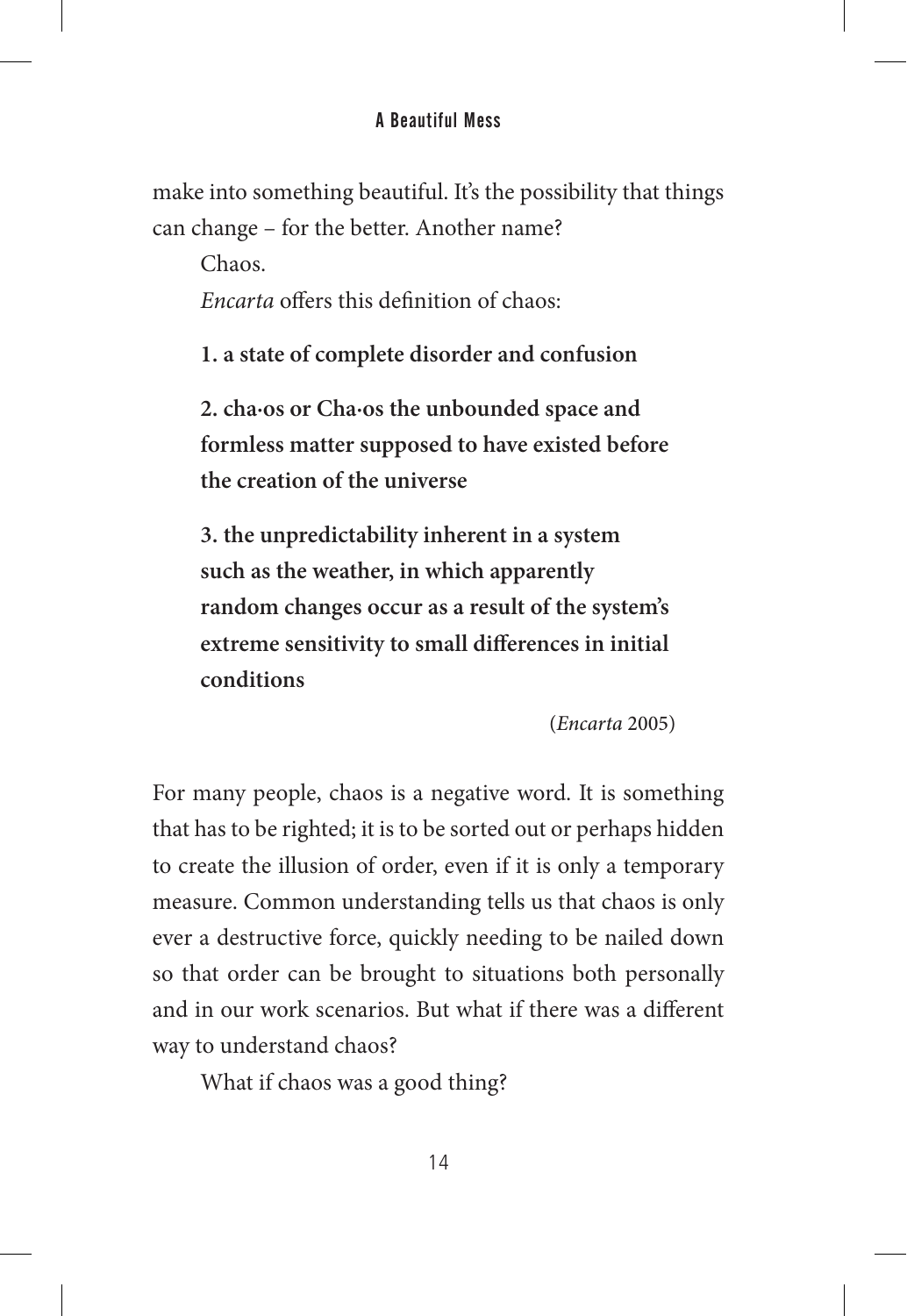make into something beautiful. It's the possibility that things can change – for the better. Another name?

Chaos.

*Encarta* offers this definition of chaos:

**1. a state of complete disorder and confusion**

**2. cha·os or Cha·os the unbounded space and formless matter supposed to have existed before the creation of the universe**

**3. the unpredictability inherent in a system such as the weather, in which apparently random changes occur as a result of the system's extreme sensitivity to small differences in initial conditions**

(*Encarta* 2005)

For many people, chaos is a negative word. It is something that has to be righted; it is to be sorted out or perhaps hidden to create the illusion of order, even if it is only a temporary measure. Common understanding tells us that chaos is only ever a destructive force, quickly needing to be nailed down so that order can be brought to situations both personally and in our work scenarios. But what if there was a different way to understand chaos?

What if chaos was a good thing?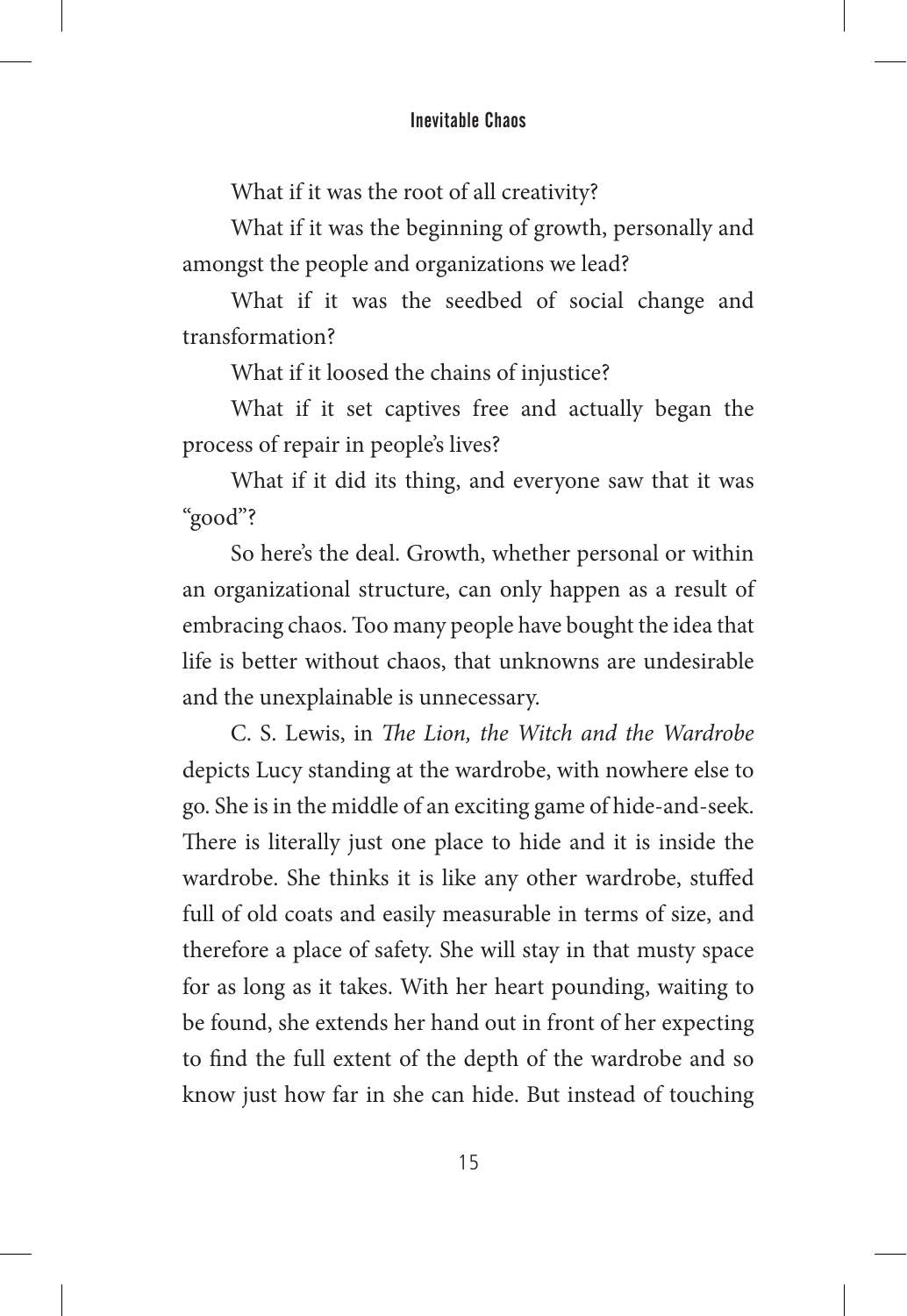What if it was the root of all creativity?

What if it was the beginning of growth, personally and amongst the people and organizations we lead?

What if it was the seedbed of social change and transformation?

What if it loosed the chains of injustice?

What if it set captives free and actually began the process of repair in people's lives?

What if it did its thing, and everyone saw that it was "good"?

So here's the deal. Growth, whether personal or within an organizational structure, can only happen as a result of embracing chaos. Too many people have bought the idea that life is better without chaos, that unknowns are undesirable and the unexplainable is unnecessary.

C. S. Lewis, in *The Lion, the Witch and the Wardrobe* depicts Lucy standing at the wardrobe, with nowhere else to go. She is in the middle of an exciting game of hide-and-seek. There is literally just one place to hide and it is inside the wardrobe. She thinks it is like any other wardrobe, stuffed full of old coats and easily measurable in terms of size, and therefore a place of safety. She will stay in that musty space for as long as it takes. With her heart pounding, waiting to be found, she extends her hand out in front of her expecting to find the full extent of the depth of the wardrobe and so know just how far in she can hide. But instead of touching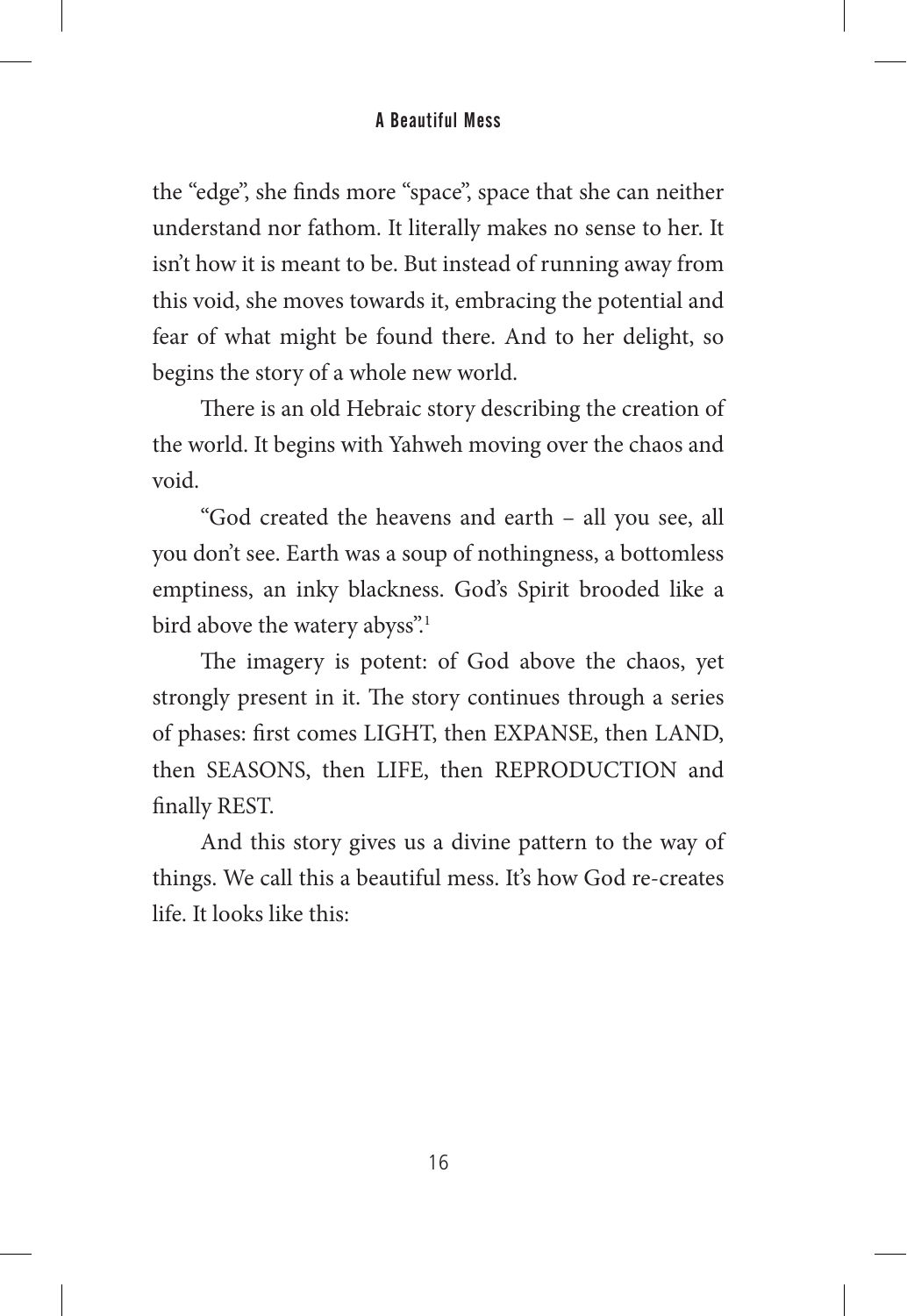the “edge”, she finds more “space”, space that she can neither understand nor fathom. It literally makes no sense to her. It isn’t how it is meant to be. But instead of running away from this void, she moves towards it, embracing the potential and fear of what might be found there. And to her delight, so begins the story of a whole new world.

There is an old Hebraic story describing the creation of the world. It begins with Yahweh moving over the chaos and void.

“God created the heavens and earth – all you see, all you don’t see. Earth was a soup of nothingness, a bottomless emptiness, an inky blackness. God’s Spirit brooded like a bird above the watery abyss”.[1]

The imagery is potent: of God above the chaos, yet strongly present in it. The story continues through a series of phases: first comes LIGHT, then EXPANSE, then LAND, then SEASONS, then LIFE, then REPRODUCTION and finally REST.

And this story gives us a divine pattern to the way of things. We call this a beautiful mess. It’s how God re-creates life. It looks like this: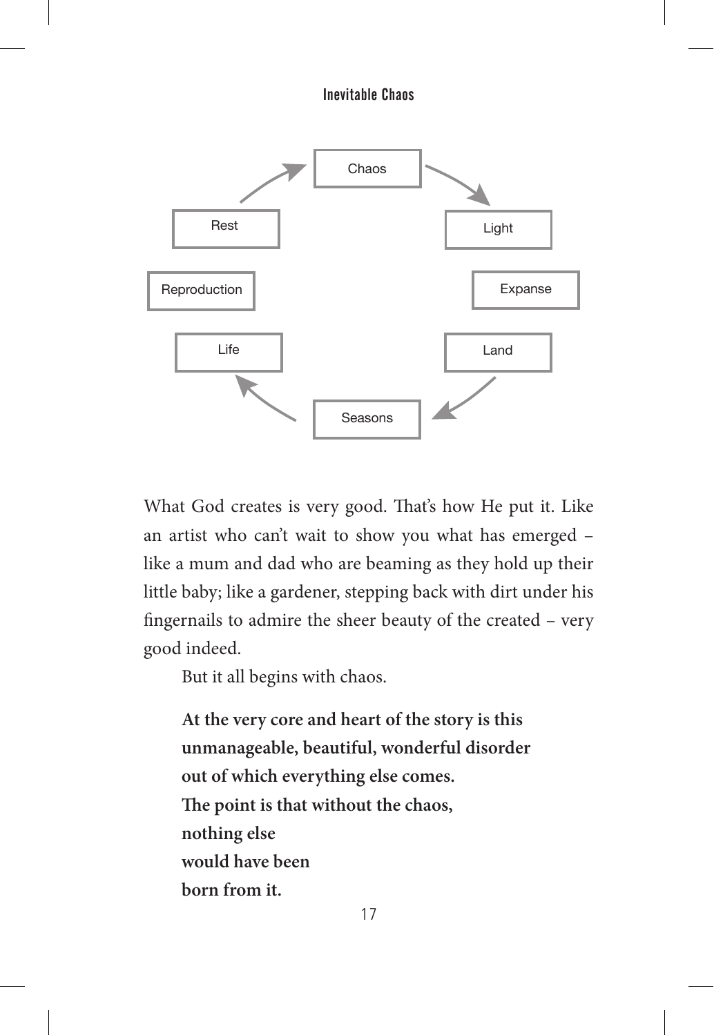Chaos → Light → Expanse → Land → Seasons → Life → Reproduction → Rest → Chaos

What God creates is very good. That's how He put it. Like an artist who can't wait to show you what has emerged – like a mum and dad who are beaming as they hold up their little baby; like a gardener, stepping back with dirt under his fingernails to admire the sheer beauty of the created – very good indeed.

But it all begins with chaos.

**At the very core and heart of the story is this**
**unmanageable, beautiful, wonderful disorder**
**out of which everything else comes.**
**The point is that without the chaos,**
**nothing else**
**would have been**
**born from it.**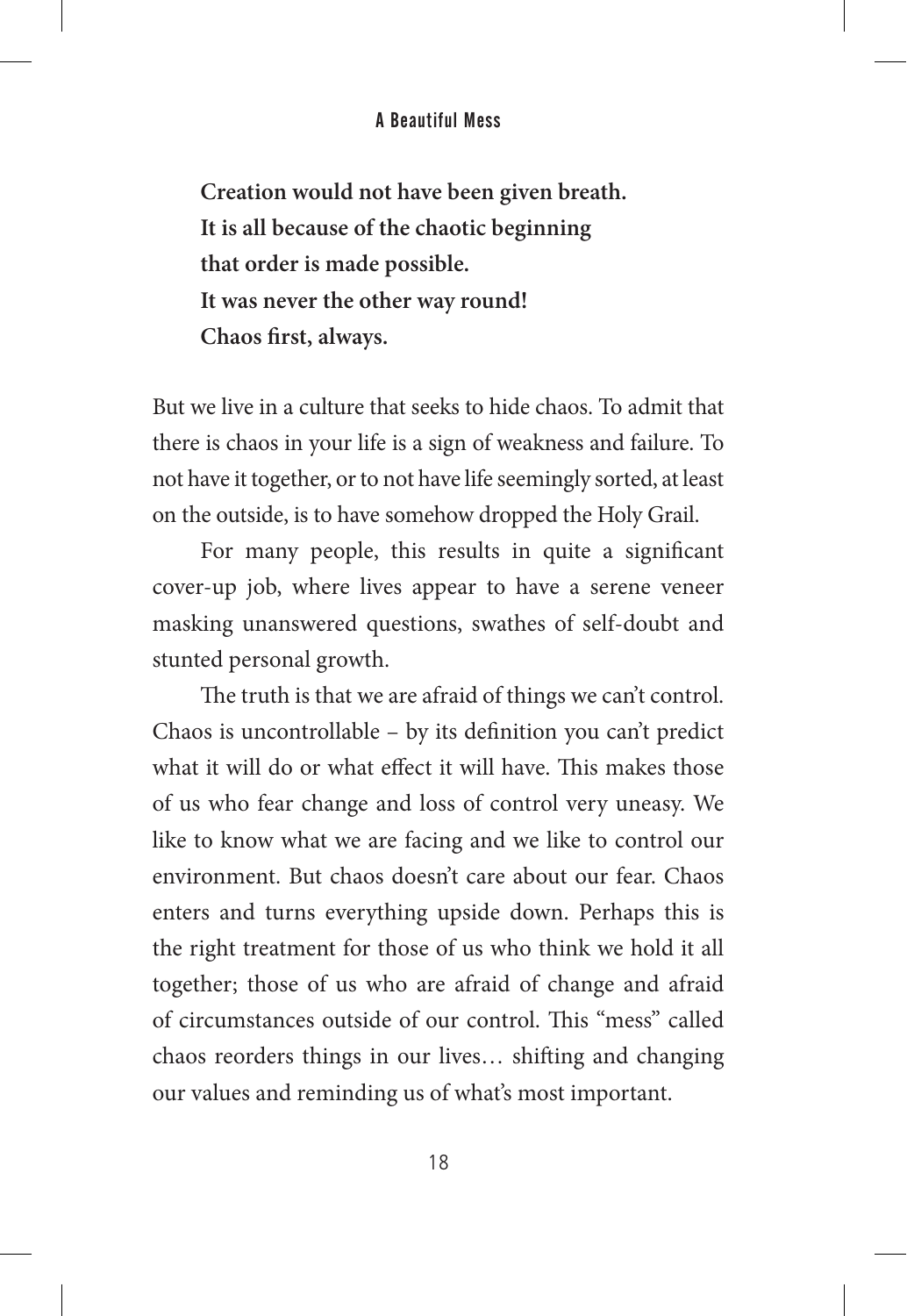**Creation would not have been given breath.**  
**It is all because of the chaotic beginning**  
**that order is made possible.**  
**It was never the other way round!**  
**Chaos first, always.**

But we live in a culture that seeks to hide chaos. To admit that there is chaos in your life is a sign of weakness and failure. To not have it together, or to not have life seemingly sorted, at least on the outside, is to have somehow dropped the Holy Grail.

For many people, this results in quite a significant cover-up job, where lives appear to have a serene veneer masking unanswered questions, swathes of self-doubt and stunted personal growth.

The truth is that we are afraid of things we can't control. Chaos is uncontrollable – by its definition you can't predict what it will do or what effect it will have. This makes those of us who fear change and loss of control very uneasy. We like to know what we are facing and we like to control our environment. But chaos doesn't care about our fear. Chaos enters and turns everything upside down. Perhaps this is the right treatment for those of us who think we hold it all together; those of us who are afraid of change and afraid of circumstances outside of our control. This "mess" called chaos reorders things in our lives… shifting and changing our values and reminding us of what's most important.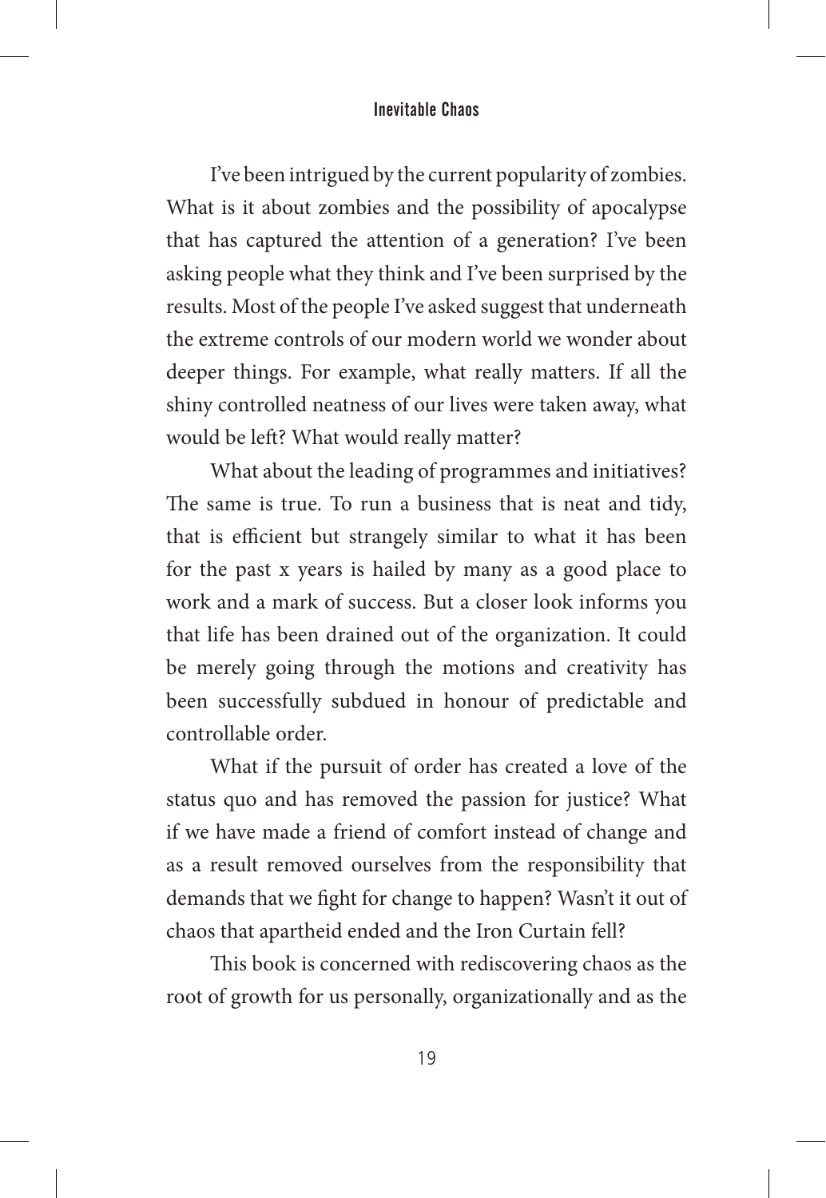I've been intrigued by the current popularity of zombies. What is it about zombies and the possibility of apocalypse that has captured the attention of a generation? I've been asking people what they think and I've been surprised by the results. Most of the people I've asked suggest that underneath the extreme controls of our modern world we wonder about deeper things. For example, what really matters. If all the shiny controlled neatness of our lives were taken away, what would be left? What would really matter?

What about the leading of programmes and initiatives? The same is true. To run a business that is neat and tidy, that is efficient but strangely similar to what it has been for the past x years is hailed by many as a good place to work and a mark of success. But a closer look informs you that life has been drained out of the organization. It could be merely going through the motions and creativity has been successfully subdued in honour of predictable and controllable order.

What if the pursuit of order has created a love of the status quo and has removed the passion for justice? What if we have made a friend of comfort instead of change and as a result removed ourselves from the responsibility that demands that we fight for change to happen? Wasn't it out of chaos that apartheid ended and the Iron Curtain fell?

This book is concerned with rediscovering chaos as the root of growth for us personally, organizationally and as the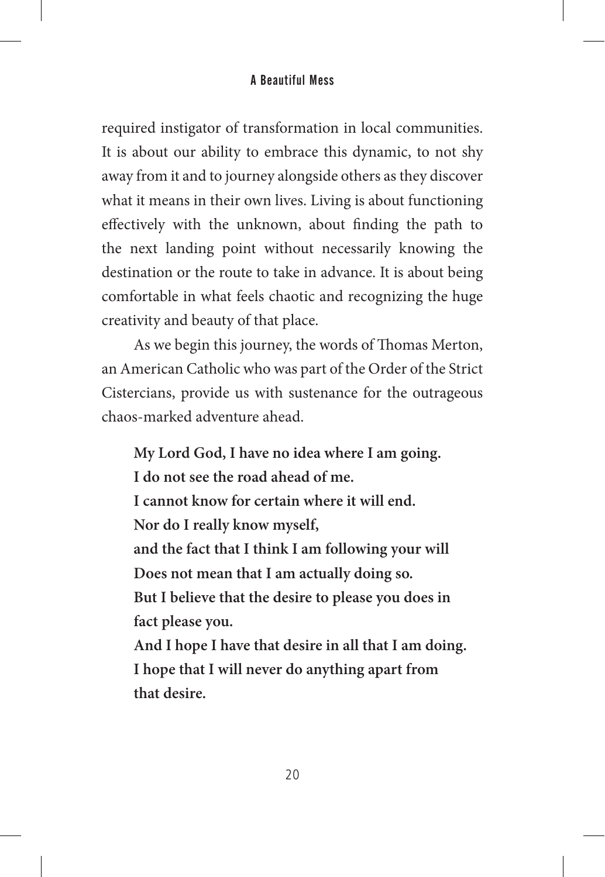required instigator of transformation in local communities. It is about our ability to embrace this dynamic, to not shy away from it and to journey alongside others as they discover what it means in their own lives. Living is about functioning effectively with the unknown, about finding the path to the next landing point without necessarily knowing the destination or the route to take in advance. It is about being comfortable in what feels chaotic and recognizing the huge creativity and beauty of that place.

As we begin this journey, the words of Thomas Merton, an American Catholic who was part of the Order of the Strict Cistercians, provide us with sustenance for the outrageous chaos-marked adventure ahead.

**My Lord God, I have no idea where I am going.**
**I do not see the road ahead of me.**
**I cannot know for certain where it will end.**
**Nor do I really know myself,**
**and the fact that I think I am following your will**
**Does not mean that I am actually doing so.**
**But I believe that the desire to please you does in fact please you.**
**And I hope I have that desire in all that I am doing.**
**I hope that I will never do anything apart from that desire.**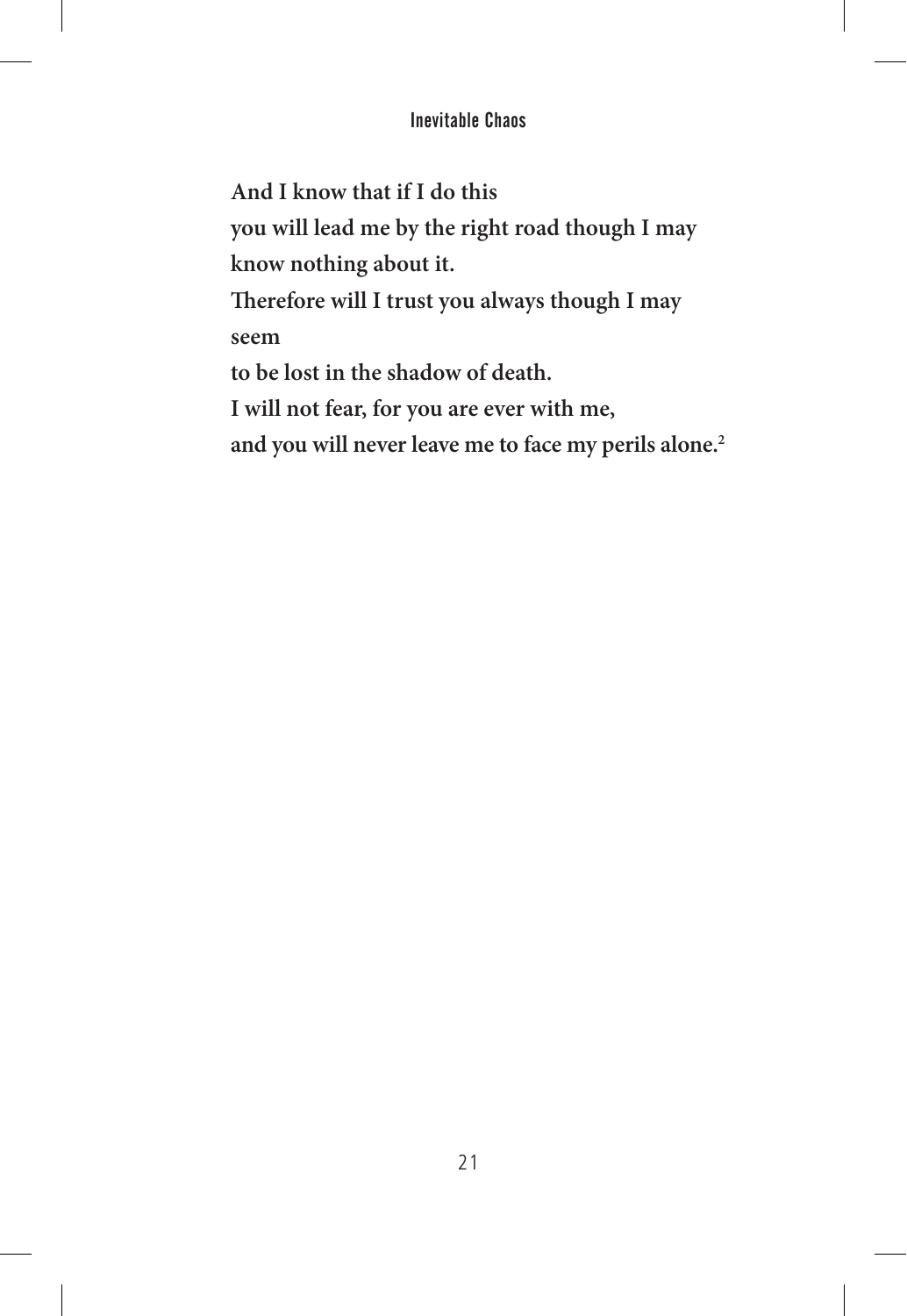**And I know that if I do this**
**you will lead me by the right road though I may**
**know nothing about it.**
**Therefore will I trust you always though I may**
**seem**
**to be lost in the shadow of death.**
**I will not fear, for you are ever with me,**
**and you will never leave me to face my perils alone.**[2]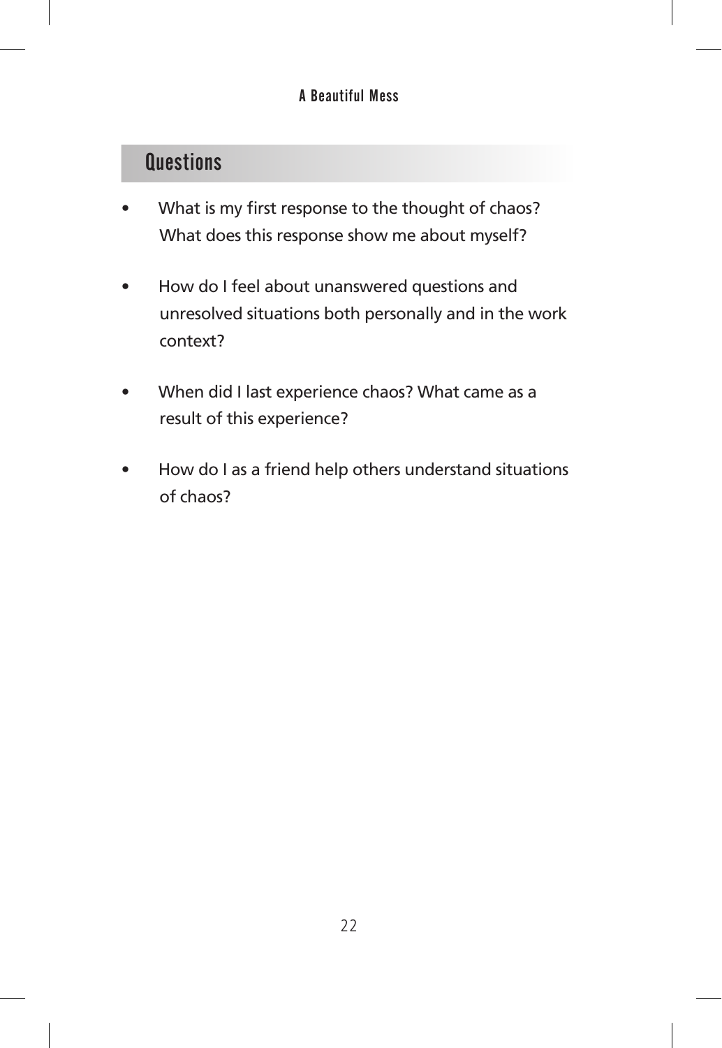## Questions

- What is my first response to the thought of chaos? What does this response show me about myself?
- How do I feel about unanswered questions and unresolved situations both personally and in the work context?
- When did I last experience chaos? What came as a result of this experience?
- How do I as a friend help others understand situations of chaos?